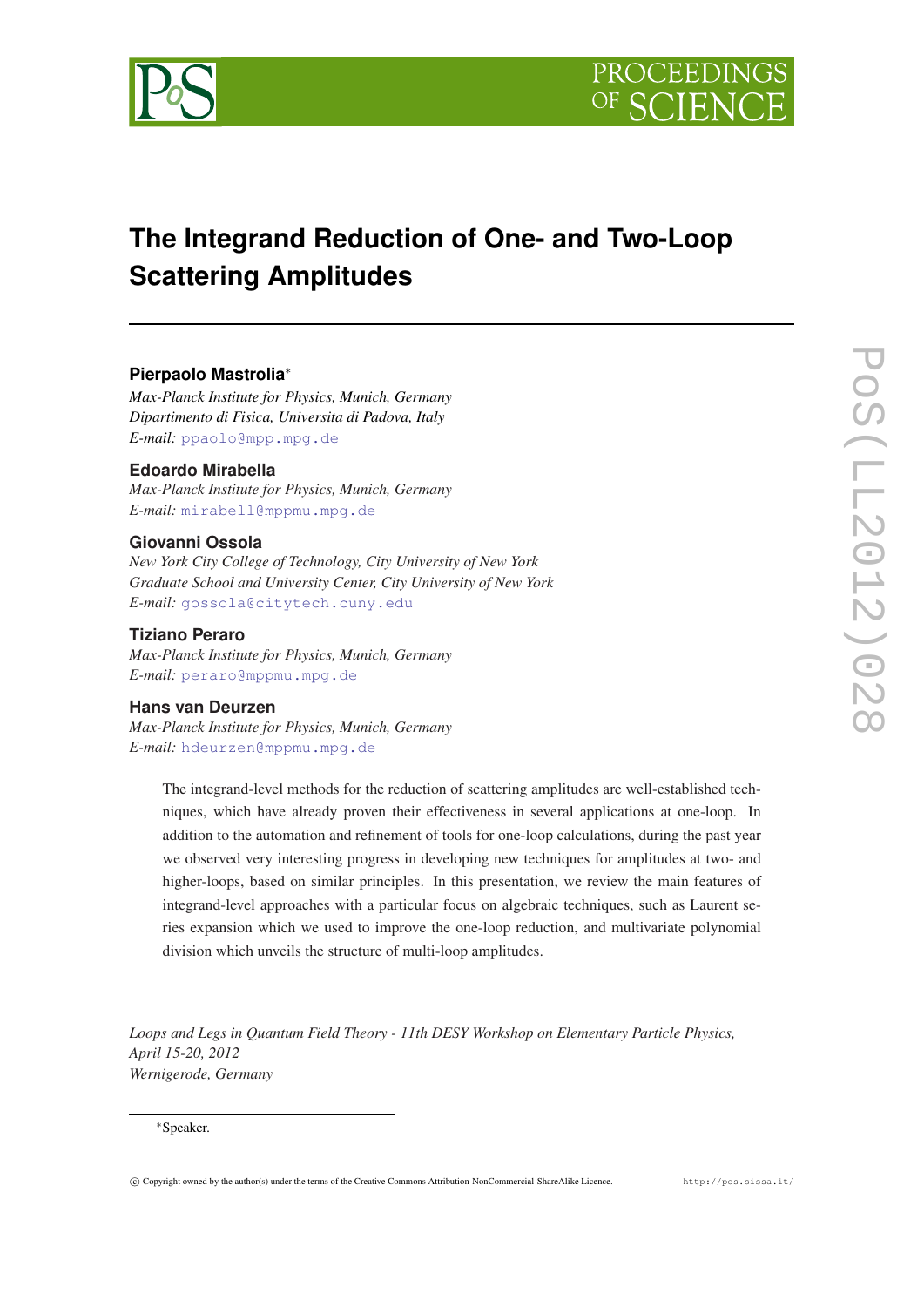# The Integrand Reduction of One- and Two-Loop Scattering Amplitudes

**Pierpaolo Mastrolia***
*Max-Planck Institute for Physics, Munich, Germany*
*Dipartimento di Fisica, Universita di Padova, Italy*
*E-mail:* ppaolo@mpp.mpg.de

**Edoardo Mirabella**
*Max-Planck Institute for Physics, Munich, Germany*
*E-mail:* mirabell@mppmu.mpg.de

**Giovanni Ossola**
*New York City College of Technology, City University of New York*
*Graduate School and University Center, City University of New York*
*E-mail:* gossola@citytech.cuny.edu

**Tiziano Peraro**
*Max-Planck Institute for Physics, Munich, Germany*
*E-mail:* peraro@mppmu.mpg.de

**Hans van Deurzen**
*Max-Planck Institute for Physics, Munich, Germany*
*E-mail:* hdeurzen@mppmu.mpg.de

The integrand-level methods for the reduction of scattering amplitudes are well-established techniques, which have already proven their effectiveness in several applications at one-loop. In addition to the automation and refinement of tools for one-loop calculations, during the past year we observed very interesting progress in developing new techniques for amplitudes at two- and higher-loops, based on similar principles. In this presentation, we review the main features of integrand-level approaches with a particular focus on algebraic techniques, such as Laurent series expansion which we used to improve the one-loop reduction, and multivariate polynomial division which unveils the structure of multi-loop amplitudes.

*Loops and Legs in Quantum Field Theory - 11th DESY Workshop on Elementary Particle Physics, April 15-20, 2012*
*Wernigerode, Germany*

*Speaker.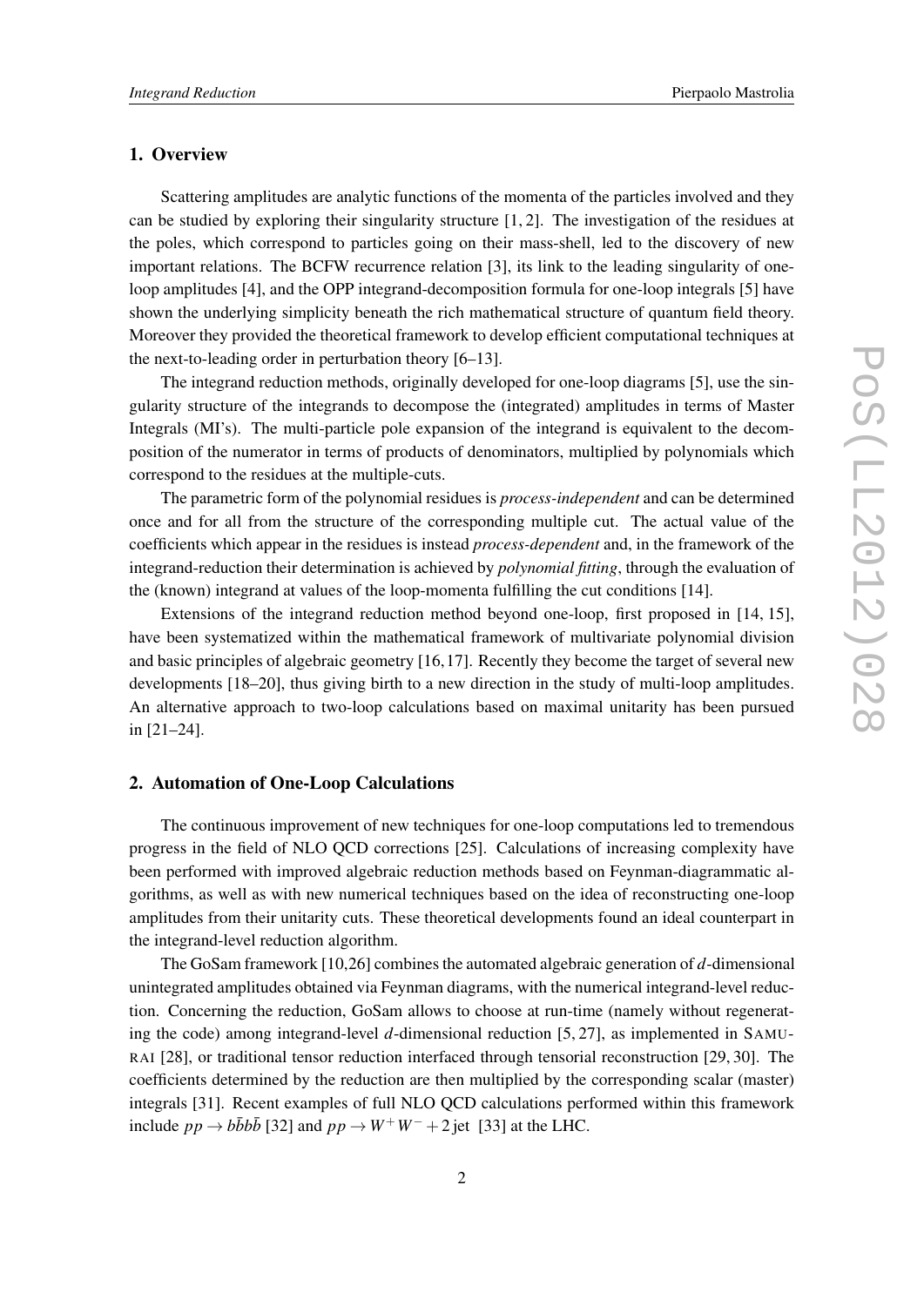## 1. Overview

Scattering amplitudes are analytic functions of the momenta of the particles involved and they can be studied by exploring their singularity structure [1, 2]. The investigation of the residues at the poles, which correspond to particles going on their mass-shell, led to the discovery of new important relations. The BCFW recurrence relation [3], its link to the leading singularity of one-loop amplitudes [4], and the OPP integrand-decomposition formula for one-loop integrals [5] have shown the underlying simplicity beneath the rich mathematical structure of quantum field theory. Moreover they provided the theoretical framework to develop efficient computational techniques at the next-to-leading order in perturbation theory [6–13].

The integrand reduction methods, originally developed for one-loop diagrams [5], use the singularity structure of the integrands to decompose the (integrated) amplitudes in terms of Master Integrals (MI's). The multi-particle pole expansion of the integrand is equivalent to the decomposition of the numerator in terms of products of denominators, multiplied by polynomials which correspond to the residues at the multiple-cuts.

The parametric form of the polynomial residues is *process-independent* and can be determined once and for all from the structure of the corresponding multiple cut. The actual value of the coefficients which appear in the residues is instead *process-dependent* and, in the framework of the integrand-reduction their determination is achieved by *polynomial fitting*, through the evaluation of the (known) integrand at values of the loop-momenta fulfilling the cut conditions [14].

Extensions of the integrand reduction method beyond one-loop, first proposed in [14, 15], have been systematized within the mathematical framework of multivariate polynomial division and basic principles of algebraic geometry [16, 17]. Recently they become the target of several new developments [18–20], thus giving birth to a new direction in the study of multi-loop amplitudes. An alternative approach to two-loop calculations based on maximal unitarity has been pursued in [21–24].

## 2. Automation of One-Loop Calculations

The continuous improvement of new techniques for one-loop computations led to tremendous progress in the field of NLO QCD corrections [25]. Calculations of increasing complexity have been performed with improved algebraic reduction methods based on Feynman-diagrammatic algorithms, as well as with new numerical techniques based on the idea of reconstructing one-loop amplitudes from their unitarity cuts. These theoretical developments found an ideal counterpart in the integrand-level reduction algorithm.

The GoSam framework [10, 26] combines the automated algebraic generation of $d$-dimensional unintegrated amplitudes obtained via Feynman diagrams, with the numerical integrand-level reduction. Concerning the reduction, GoSam allows to choose at run-time (namely without regenerating the code) among integrand-level $d$-dimensional reduction [5, 27], as implemented in SAMURAI [28], or traditional tensor reduction interfaced through tensorial reconstruction [29, 30]. The coefficients determined by the reduction are then multiplied by the corresponding scalar (master) integrals [31]. Recent examples of full NLO QCD calculations performed within this framework include $pp \to b\bar{b}b\bar{b}$ [32] and $pp \to W^+W^- + 2\,\text{jet}$ [33] at the LHC.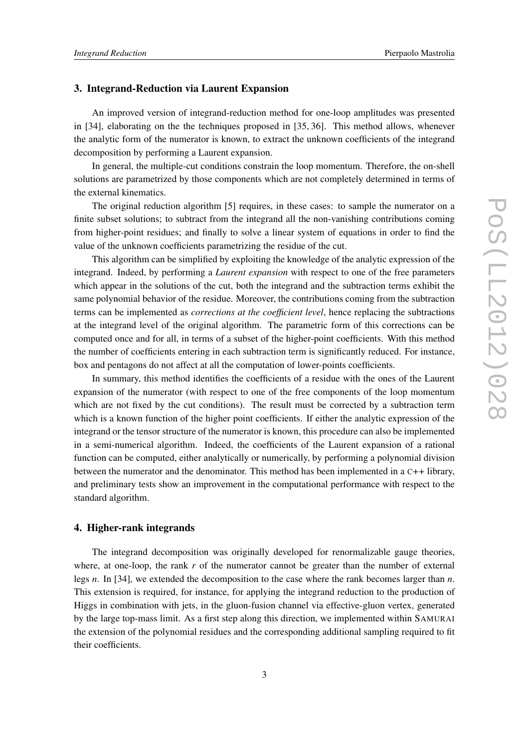## 3. Integrand-Reduction via Laurent Expansion

An improved version of integrand-reduction method for one-loop amplitudes was presented in [34], elaborating on the the techniques proposed in [35, 36]. This method allows, whenever the analytic form of the numerator is known, to extract the unknown coefficients of the integrand decomposition by performing a Laurent expansion.

In general, the multiple-cut conditions constrain the loop momentum. Therefore, the on-shell solutions are parametrized by those components which are not completely determined in terms of the external kinematics.

The original reduction algorithm [5] requires, in these cases: to sample the numerator on a finite subset solutions; to subtract from the integrand all the non-vanishing contributions coming from higher-point residues; and finally to solve a linear system of equations in order to find the value of the unknown coefficients parametrizing the residue of the cut.

This algorithm can be simplified by exploiting the knowledge of the analytic expression of the integrand. Indeed, by performing a *Laurent expansion* with respect to one of the free parameters which appear in the solutions of the cut, both the integrand and the subtraction terms exhibit the same polynomial behavior of the residue. Moreover, the contributions coming from the subtraction terms can be implemented as *corrections at the coefficient level*, hence replacing the subtractions at the integrand level of the original algorithm. The parametric form of this corrections can be computed once and for all, in terms of a subset of the higher-point coefficients. With this method the number of coefficients entering in each subtraction term is significantly reduced. For instance, box and pentagons do not affect at all the computation of lower-points coefficients.

In summary, this method identifies the coefficients of a residue with the ones of the Laurent expansion of the numerator (with respect to one of the free components of the loop momentum which are not fixed by the cut conditions). The result must be corrected by a subtraction term which is a known function of the higher point coefficients. If either the analytic expression of the integrand or the tensor structure of the numerator is known, this procedure can also be implemented in a semi-numerical algorithm. Indeed, the coefficients of the Laurent expansion of a rational function can be computed, either analytically or numerically, by performing a polynomial division between the numerator and the denominator. This method has been implemented in a C++ library, and preliminary tests show an improvement in the computational performance with respect to the standard algorithm.

## 4. Higher-rank integrands

The integrand decomposition was originally developed for renormalizable gauge theories, where, at one-loop, the rank $r$ of the numerator cannot be greater than the number of external legs $n$. In [34], we extended the decomposition to the case where the rank becomes larger than $n$. This extension is required, for instance, for applying the integrand reduction to the production of Higgs in combination with jets, in the gluon-fusion channel via effective-gluon vertex, generated by the large top-mass limit. As a first step along this direction, we implemented within SAMURAI the extension of the polynomial residues and the corresponding additional sampling required to fit their coefficients.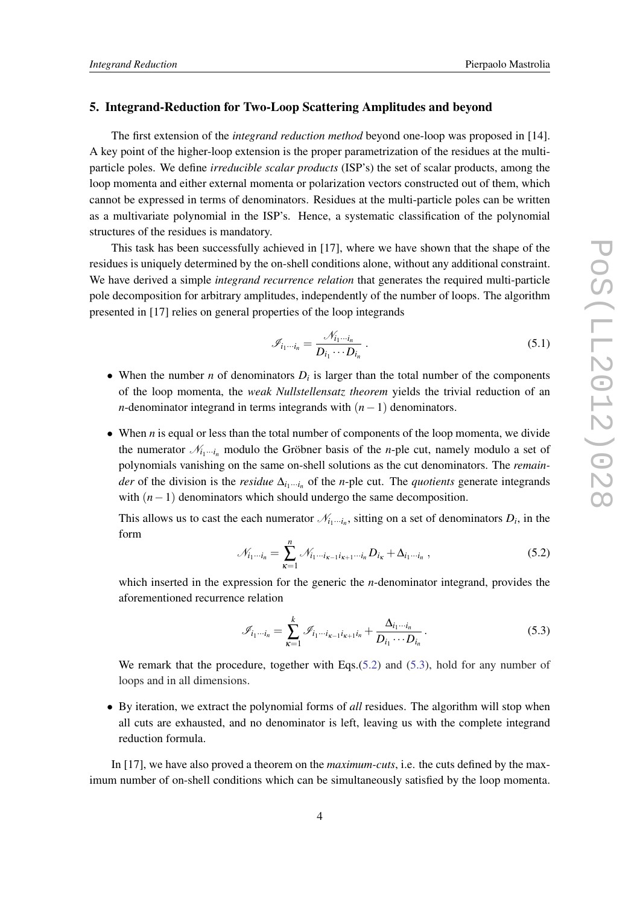## 5. Integrand-Reduction for Two-Loop Scattering Amplitudes and beyond

The first extension of the *integrand reduction method* beyond one-loop was proposed in [14]. A key point of the higher-loop extension is the proper parametrization of the residues at the multi-particle poles. We define *irreducible scalar products* (ISP's) the set of scalar products, among the loop momenta and either external momenta or polarization vectors constructed out of them, which cannot be expressed in terms of denominators. Residues at the multi-particle poles can be written as a multivariate polynomial in the ISP's. Hence, a systematic classification of the polynomial structures of the residues is mandatory.

This task has been successfully achieved in [17], where we have shown that the shape of the residues is uniquely determined by the on-shell conditions alone, without any additional constraint. We have derived a simple *integrand recurrence relation* that generates the required multi-particle pole decomposition for arbitrary amplitudes, independently of the number of loops. The algorithm presented in [17] relies on general properties of the loop integrands

$$\mathscr{I}_{i_1\cdots i_n} = \frac{\mathscr{N}_{i_1\cdots i_n}}{D_{i_1}\cdots D_{i_n}} \, . \tag{5.1}$$

- When the number $n$ of denominators $D_i$ is larger than the total number of the components of the loop momenta, the *weak Nullstellensatz theorem* yields the trivial reduction of an $n$-denominator integrand in terms integrands with $(n-1)$ denominators.

- When $n$ is equal or less than the total number of components of the loop momenta, we divide the numerator $\mathscr{N}_{i_1\cdots i_n}$ modulo the Gröbner basis of the $n$-ple cut, namely modulo a set of polynomials vanishing on the same on-shell solutions as the cut denominators. The *remainder* of the division is the *residue* $\Delta_{i_1\cdots i_n}$ of the $n$-ple cut. The *quotients* generate integrands with $(n-1)$ denominators which should undergo the same decomposition.

  This allows us to cast the each numerator $\mathscr{N}_{i_1\cdots i_n}$, sitting on a set of denominators $D_i$, in the form

  $$\mathscr{N}_{i_1\cdots i_n} = \sum_{\kappa=1}^{n} \mathscr{N}_{i_1\cdots i_{\kappa-1} i_{\kappa+1}\cdots i_n} D_{i_\kappa} + \Delta_{i_1\cdots i_n} \, , \tag{5.2}$$

  which inserted in the expression for the generic the $n$-denominator integrand, provides the aforementioned recurrence relation

  $$\mathscr{I}_{i_1\cdots i_n} = \sum_{\kappa=1}^{k} \mathscr{I}_{i_1\cdots i_{\kappa-1} i_{\kappa+1} i_n} + \frac{\Delta_{i_1\cdots i_n}}{D_{i_1}\cdots D_{i_n}} \, . \tag{5.3}$$

  We remark that the procedure, together with Eqs.(5.2) and (5.3), hold for any number of loops and in all dimensions.

- By iteration, we extract the polynomial forms of *all* residues. The algorithm will stop when all cuts are exhausted, and no denominator is left, leaving us with the complete integrand reduction formula.

In [17], we have also proved a theorem on the *maximum-cuts*, i.e. the cuts defined by the maximum number of on-shell conditions which can be simultaneously satisfied by the loop momenta.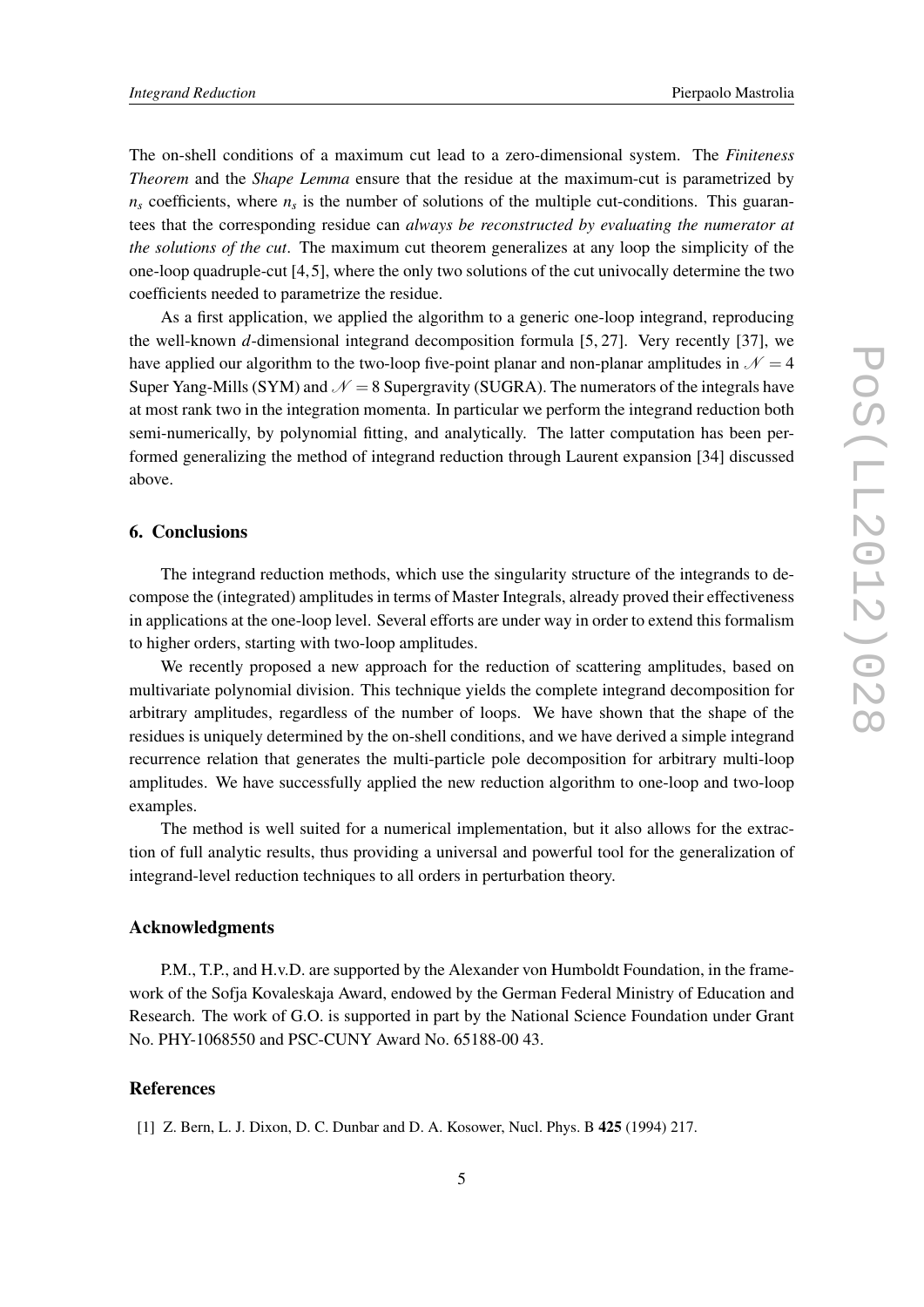The on-shell conditions of a maximum cut lead to a zero-dimensional system. The *Finiteness Theorem* and the *Shape Lemma* ensure that the residue at the maximum-cut is parametrized by $n_s$ coefficients, where $n_s$ is the number of solutions of the multiple cut-conditions. This guarantees that the corresponding residue can *always be reconstructed by evaluating the numerator at the solutions of the cut*. The maximum cut theorem generalizes at any loop the simplicity of the one-loop quadruple-cut [4, 5], where the only two solutions of the cut univocally determine the two coefficients needed to parametrize the residue.

As a first application, we applied the algorithm to a generic one-loop integrand, reproducing the well-known $d$-dimensional integrand decomposition formula [5, 27]. Very recently [37], we have applied our algorithm to the two-loop five-point planar and non-planar amplitudes in $\mathcal{N} = 4$ Super Yang-Mills (SYM) and $\mathcal{N} = 8$ Supergravity (SUGRA). The numerators of the integrals have at most rank two in the integration momenta. In particular we perform the integrand reduction both semi-numerically, by polynomial fitting, and analytically. The latter computation has been performed generalizing the method of integrand reduction through Laurent expansion [34] discussed above.

## 6. Conclusions

The integrand reduction methods, which use the singularity structure of the integrands to decompose the (integrated) amplitudes in terms of Master Integrals, already proved their effectiveness in applications at the one-loop level. Several efforts are under way in order to extend this formalism to higher orders, starting with two-loop amplitudes.

We recently proposed a new approach for the reduction of scattering amplitudes, based on multivariate polynomial division. This technique yields the complete integrand decomposition for arbitrary amplitudes, regardless of the number of loops. We have shown that the shape of the residues is uniquely determined by the on-shell conditions, and we have derived a simple integrand recurrence relation that generates the multi-particle pole decomposition for arbitrary multi-loop amplitudes. We have successfully applied the new reduction algorithm to one-loop and two-loop examples.

The method is well suited for a numerical implementation, but it also allows for the extraction of full analytic results, thus providing a universal and powerful tool for the generalization of integrand-level reduction techniques to all orders in perturbation theory.

## Acknowledgments

P.M., T.P., and H.v.D. are supported by the Alexander von Humboldt Foundation, in the framework of the Sofja Kovaleskaja Award, endowed by the German Federal Ministry of Education and Research. The work of G.O. is supported in part by the National Science Foundation under Grant No. PHY-1068550 and PSC-CUNY Award No. 65188-00 43.

## References

[1] Z. Bern, L. J. Dixon, D. C. Dunbar and D. A. Kosower, Nucl. Phys. B **425** (1994) 217.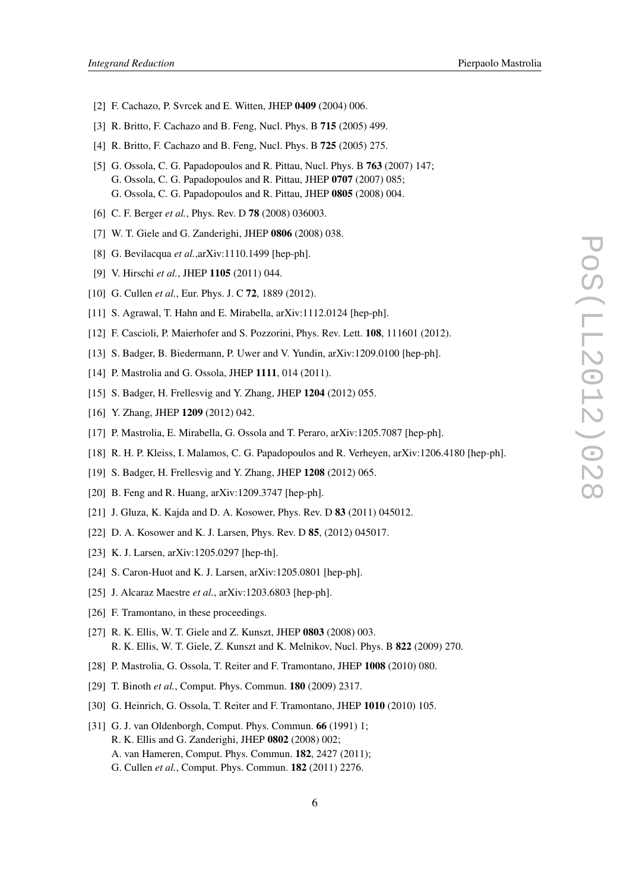[2] F. Cachazo, P. Svrcek and E. Witten, JHEP **0409** (2004) 006.

[3] R. Britto, F. Cachazo and B. Feng, Nucl. Phys. B **715** (2005) 499.

[4] R. Britto, F. Cachazo and B. Feng, Nucl. Phys. B **725** (2005) 275.

[5] G. Ossola, C. G. Papadopoulos and R. Pittau, Nucl. Phys. B **763** (2007) 147;
G. Ossola, C. G. Papadopoulos and R. Pittau, JHEP **0707** (2007) 085;
G. Ossola, C. G. Papadopoulos and R. Pittau, JHEP **0805** (2008) 004.

[6] C. F. Berger *et al.*, Phys. Rev. D **78** (2008) 036003.

[7] W. T. Giele and G. Zanderighi, JHEP **0806** (2008) 038.

[8] G. Bevilacqua *et al.*,arXiv:1110.1499 [hep-ph].

[9] V. Hirschi *et al.*, JHEP **1105** (2011) 044.

[10] G. Cullen *et al.*, Eur. Phys. J. C **72**, 1889 (2012).

[11] S. Agrawal, T. Hahn and E. Mirabella, arXiv:1112.0124 [hep-ph].

[12] F. Cascioli, P. Maierhofer and S. Pozzorini, Phys. Rev. Lett. **108**, 111601 (2012).

[13] S. Badger, B. Biedermann, P. Uwer and V. Yundin, arXiv:1209.0100 [hep-ph].

[14] P. Mastrolia and G. Ossola, JHEP **1111**, 014 (2011).

[15] S. Badger, H. Frellesvig and Y. Zhang, JHEP **1204** (2012) 055.

[16] Y. Zhang, JHEP **1209** (2012) 042.

[17] P. Mastrolia, E. Mirabella, G. Ossola and T. Peraro, arXiv:1205.7087 [hep-ph].

[18] R. H. P. Kleiss, I. Malamos, C. G. Papadopoulos and R. Verheyen, arXiv:1206.4180 [hep-ph].

[19] S. Badger, H. Frellesvig and Y. Zhang, JHEP **1208** (2012) 065.

[20] B. Feng and R. Huang, arXiv:1209.3747 [hep-ph].

[21] J. Gluza, K. Kajda and D. A. Kosower, Phys. Rev. D **83** (2011) 045012.

[22] D. A. Kosower and K. J. Larsen, Phys. Rev. D **85**, (2012) 045017.

[23] K. J. Larsen, arXiv:1205.0297 [hep-th].

[24] S. Caron-Huot and K. J. Larsen, arXiv:1205.0801 [hep-ph].

[25] J. Alcaraz Maestre *et al.*, arXiv:1203.6803 [hep-ph].

[26] F. Tramontano, in these proceedings.

[27] R. K. Ellis, W. T. Giele and Z. Kunszt, JHEP **0803** (2008) 003.
R. K. Ellis, W. T. Giele, Z. Kunszt and K. Melnikov, Nucl. Phys. B **822** (2009) 270.

[28] P. Mastrolia, G. Ossola, T. Reiter and F. Tramontano, JHEP **1008** (2010) 080.

[29] T. Binoth *et al.*, Comput. Phys. Commun. **180** (2009) 2317.

[30] G. Heinrich, G. Ossola, T. Reiter and F. Tramontano, JHEP **1010** (2010) 105.

[31] G. J. van Oldenborgh, Comput. Phys. Commun. **66** (1991) 1;
R. K. Ellis and G. Zanderighi, JHEP **0802** (2008) 002;
A. van Hameren, Comput. Phys. Commun. **182**, 2427 (2011);
G. Cullen *et al.*, Comput. Phys. Commun. **182** (2011) 2276.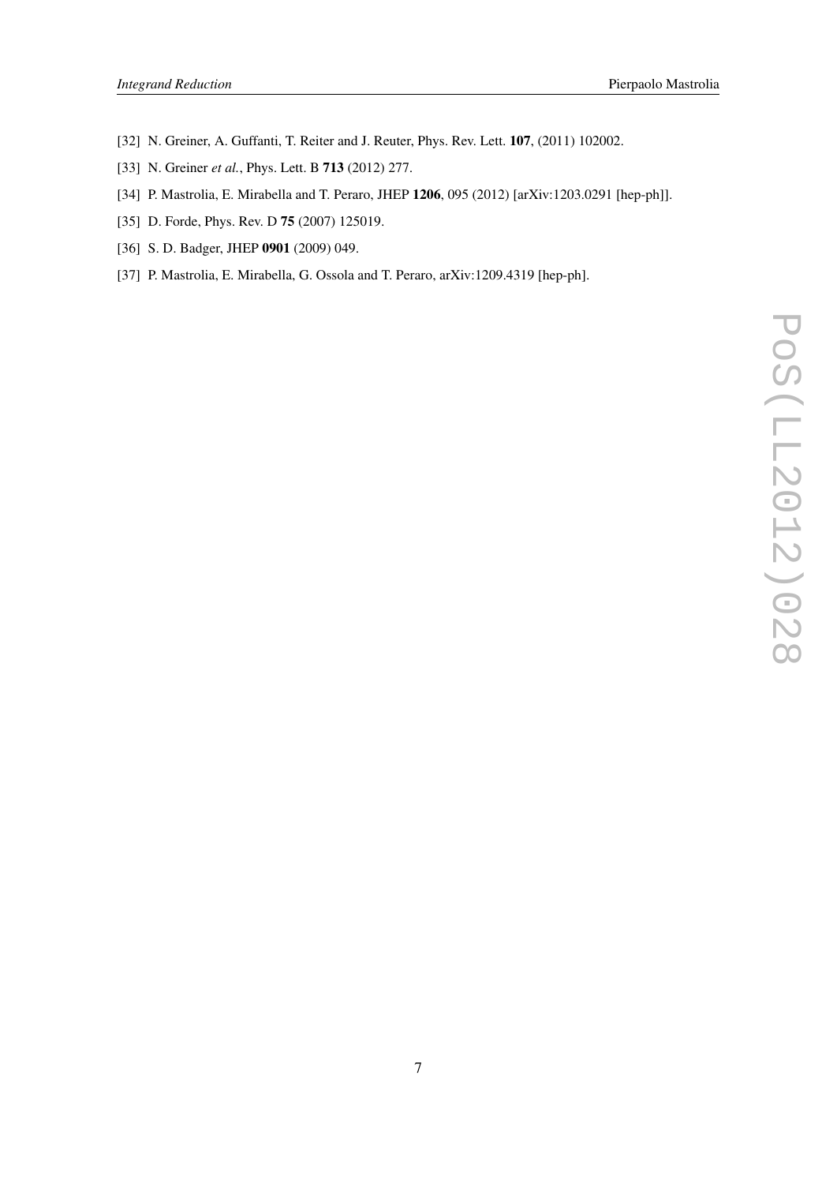[32] N. Greiner, A. Guffanti, T. Reiter and J. Reuter, Phys. Rev. Lett. **107**, (2011) 102002.

[33] N. Greiner *et al.*, Phys. Lett. B **713** (2012) 277.

[34] P. Mastrolia, E. Mirabella and T. Peraro, JHEP **1206**, 095 (2012) [arXiv:1203.0291 [hep-ph]].

[35] D. Forde, Phys. Rev. D **75** (2007) 125019.

[36] S. D. Badger, JHEP **0901** (2009) 049.

[37] P. Mastrolia, E. Mirabella, G. Ossola and T. Peraro, arXiv:1209.4319 [hep-ph].